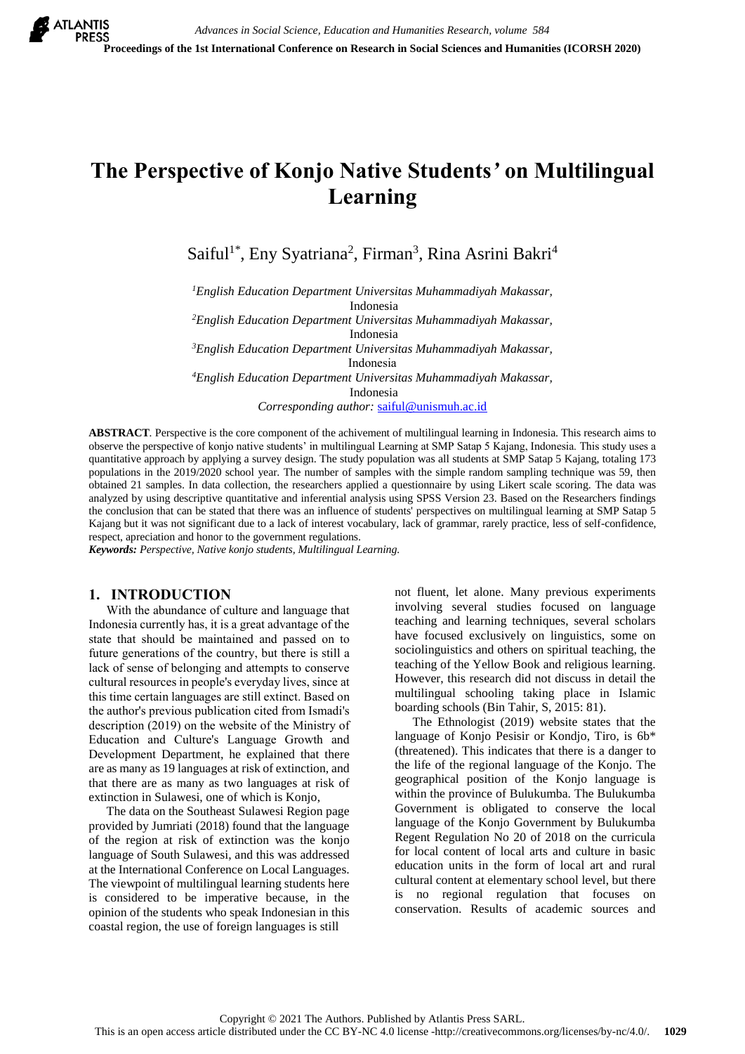# The Perspective of Konjo Native Students' on Multilingual Learning

Saiful[1*], Eny Syatriana[2], Firman[3], Rina Asrini Bakri[4]

[1]*English Education Department Universitas Muhammadiyah Makassar, Indonesia*
[2]*English Education Department Universitas Muhammadiyah Makassar, Indonesia*
[3]*English Education Department Universitas Muhammadiyah Makassar, Indonesia*
[4]*English Education Department Universitas Muhammadiyah Makassar, Indonesia*
*Corresponding author:* saiful@unismuh.ac.id

**ABSTRACT**. Perspective is the core component of the achivement of multilingual learning in Indonesia. This research aims to observe the perspective of konjo native students' in multilingual Learning at SMP Satap 5 Kajang, Indonesia. This study uses a quantitative approach by applying a survey design. The study population was all students at SMP Satap 5 Kajang, totaling 173 populations in the 2019/2020 school year. The number of samples with the simple random sampling technique was 59, then obtained 21 samples. In data collection, the researchers applied a questionnaire by using Likert scale scoring. The data was analyzed by using descriptive quantitative and inferential analysis using SPSS Version 23. Based on the Researchers findings the conclusion that can be stated that there was an influence of students' perspectives on multilingual learning at SMP Satap 5 Kajang but it was not significant due to a lack of interest vocabulary, lack of grammar, rarely practice, less of self-confidence, respect, apreciation and honor to the government regulations.

***Keywords:*** *Perspective, Native konjo students, Multilingual Learning.*

## 1. INTRODUCTION

With the abundance of culture and language that Indonesia currently has, it is a great advantage of the state that should be maintained and passed on to future generations of the country, but there is still a lack of sense of belonging and attempts to conserve cultural resources in people's everyday lives, since at this time certain languages are still extinct. Based on the author's previous publication cited from Ismadi's description (2019) on the website of the Ministry of Education and Culture's Language Growth and Development Department, he explained that there are as many as 19 languages at risk of extinction, and that there are as many as two languages at risk of extinction in Sulawesi, one of which is Konjo,

The data on the Southeast Sulawesi Region page provided by Jumriati (2018) found that the language of the region at risk of extinction was the konjo language of South Sulawesi, and this was addressed at the International Conference on Local Languages. The viewpoint of multilingual learning students here is considered to be imperative because, in the opinion of the students who speak Indonesian in this coastal region, the use of foreign languages is still not fluent, let alone. Many previous experiments involving several studies focused on language teaching and learning techniques, several scholars have focused exclusively on linguistics, some on sociolinguistics and others on spiritual teaching, the teaching of the Yellow Book and religious learning. However, this research did not discuss in detail the multilingual schooling taking place in Islamic boarding schools (Bin Tahir, S, 2015: 81).

The Ethnologist (2019) website states that the language of Konjo Pesisir or Kondjo, Tiro, is 6b* (threatened). This indicates that there is a danger to the life of the regional language of the Konjo. The geographical position of the Konjo language is within the province of Bulukumba. The Bulukumba Government is obligated to conserve the local language of the Konjo Government by Bulukumba Regent Regulation No 20 of 2018 on the curricula for local content of local arts and culture in basic education units in the form of local art and rural cultural content at elementary school level, but there is no regional regulation that focuses on conservation. Results of academic sources and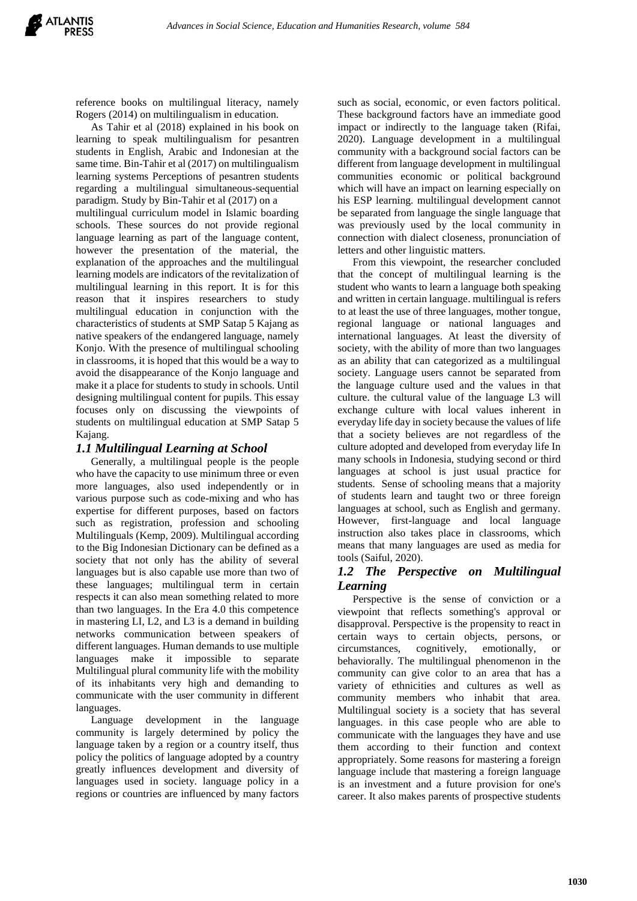reference books on multilingual literacy, namely Rogers (2014) on multilingualism in education.

As Tahir et al (2018) explained in his book on learning to speak multilingualism for pesantren students in English, Arabic and Indonesian at the same time. Bin-Tahir et al (2017) on multilingualism learning systems Perceptions of pesantren students regarding a multilingual simultaneous-sequential paradigm. Study by Bin-Tahir et al (2017) on a multilingual curriculum model in Islamic boarding schools. These sources do not provide regional language learning as part of the language content, however the presentation of the material, the explanation of the approaches and the multilingual learning models are indicators of the revitalization of multilingual learning in this report. It is for this reason that it inspires researchers to study multilingual education in conjunction with the characteristics of students at SMP Satap 5 Kajang as native speakers of the endangered language, namely Konjo. With the presence of multilingual schooling in classrooms, it is hoped that this would be a way to avoid the disappearance of the Konjo language and make it a place for students to study in schools. Until designing multilingual content for pupils. This essay focuses only on discussing the viewpoints of students on multilingual education at SMP Satap 5 Kajang.

### *1.1 Multilingual Learning at School*

Generally, a multilingual people is the people who have the capacity to use minimum three or even more languages, also used independently or in various purpose such as code-mixing and who has expertise for different purposes, based on factors such as registration, profession and schooling Multilinguals (Kemp, 2009). Multilingual according to the Big Indonesian Dictionary can be defined as a society that not only has the ability of several languages but is also capable use more than two of these languages; multilingual term in certain respects it can also mean something related to more than two languages. In the Era 4.0 this competence in mastering LI, L2, and L3 is a demand in building networks communication between speakers of different languages. Human demands to use multiple languages make it impossible to separate Multilingual plural community life with the mobility of its inhabitants very high and demanding to communicate with the user community in different languages.

Language development in the language community is largely determined by policy the language taken by a region or a country itself, thus policy the politics of language adopted by a country greatly influences development and diversity of languages used in society. language policy in a regions or countries are influenced by many factors such as social, economic, or even factors political. These background factors have an immediate good impact or indirectly to the language taken (Rifai, 2020). Language development in a multilingual community with a background social factors can be different from language development in multilingual communities economic or political background which will have an impact on learning especially on his ESP learning. multilingual development cannot be separated from language the single language that was previously used by the local community in connection with dialect closeness, pronunciation of letters and other linguistic matters.

From this viewpoint, the researcher concluded that the concept of multilingual learning is the student who wants to learn a language both speaking and written in certain language. multilingual is refers to at least the use of three languages, mother tongue, regional language or national languages and international languages. At least the diversity of society, with the ability of more than two languages as an ability that can categorized as a multilingual society. Language users cannot be separated from the language culture used and the values in that culture. the cultural value of the language L3 will exchange culture with local values inherent in everyday life day in society because the values of life that a society believes are not regardless of the culture adopted and developed from everyday life In many schools in Indonesia, studying second or third languages at school is just usual practice for students. Sense of schooling means that a majority of students learn and taught two or three foreign languages at school, such as English and germany. However, first-language and local language instruction also takes place in classrooms, which means that many languages are used as media for tools (Saiful, 2020).

### *1.2 The Perspective on Multilingual Learning*

Perspective is the sense of conviction or a viewpoint that reflects something's approval or disapproval. Perspective is the propensity to react in certain ways to certain objects, persons, or circumstances, cognitively, emotionally, or behaviorally. The multilingual phenomenon in the community can give color to an area that has a variety of ethnicities and cultures as well as community members who inhabit that area. Multilingual society is a society that has several languages. in this case people who are able to communicate with the languages they have and use them according to their function and context appropriately. Some reasons for mastering a foreign language include that mastering a foreign language is an investment and a future provision for one's career. It also makes parents of prospective students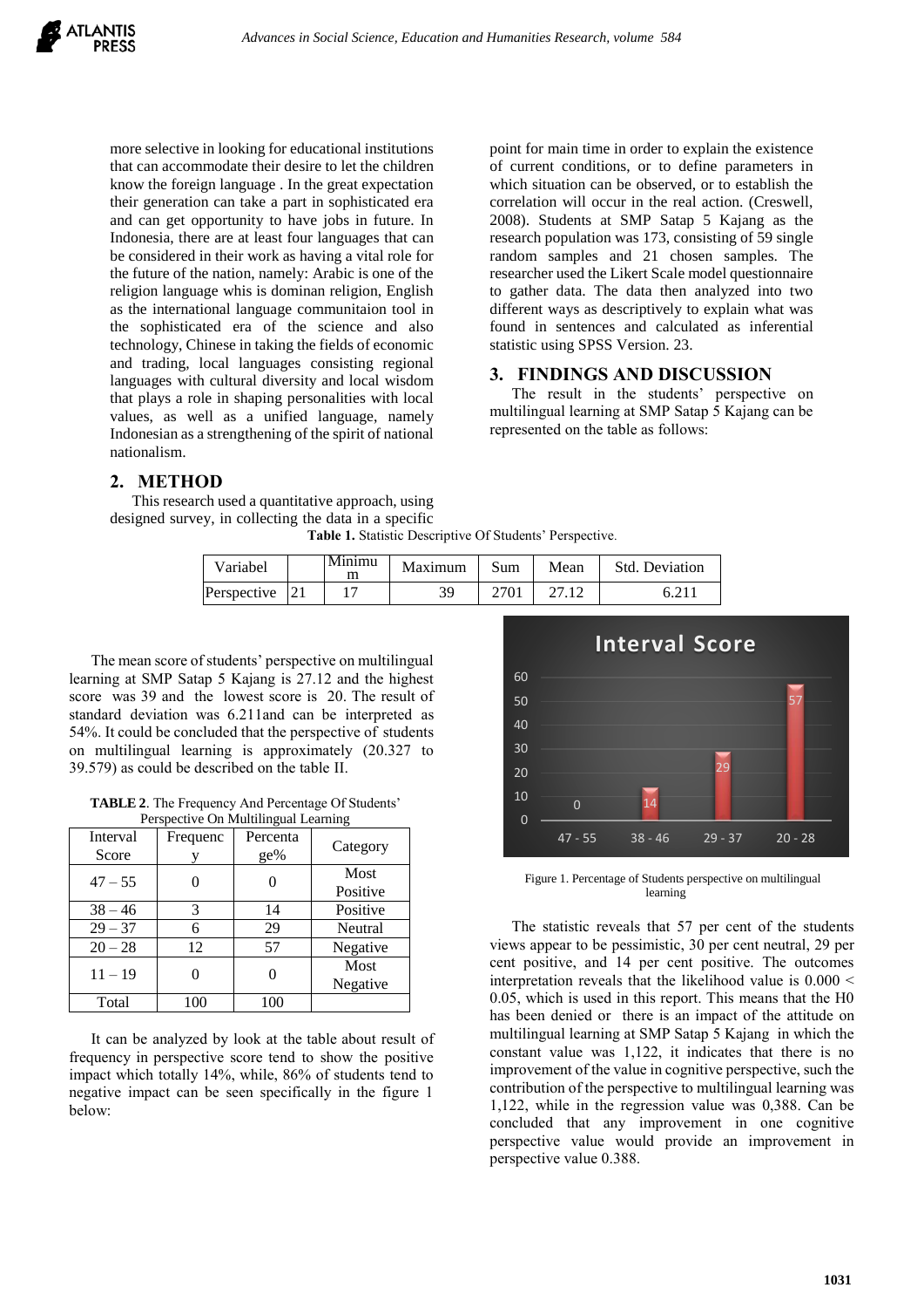more selective in looking for educational institutions that can accommodate their desire to let the children know the foreign language . In the great expectation their generation can take a part in sophisticated era and can get opportunity to have jobs in future. In Indonesia, there are at least four languages that can be considered in their work as having a vital role for the future of the nation, namely: Arabic is one of the religion language whis is dominan religion, English as the international language communitaion tool in the sophisticated era of the science and also technology, Chinese in taking the fields of economic and trading, local languages consisting regional languages with cultural diversity and local wisdom that plays a role in shaping personalities with local values, as well as a unified language, namely Indonesian as a strengthening of the spirit of national nationalism.

## 2. METHOD

This research used a quantitative approach, using designed survey, in collecting the data in a specific point for main time in order to explain the existence of current conditions, or to define parameters in which situation can be observed, or to establish the correlation will occur in the real action. (Creswell, 2008). Students at SMP Satap 5 Kajang as the research population was 173, consisting of 59 single random samples and 21 chosen samples. The researcher used the Likert Scale model questionnaire to gather data. The data then analyzed into two different ways as descriptively to explain what was found in sentences and calculated as inferential statistic using SPSS Version. 23.

## 3. FINDINGS AND DISCUSSION

The result in the students' perspective on multilingual learning at SMP Satap 5 Kajang can be represented on the table as follows:

**Table 1.** Statistic Descriptive Of Students' Perspective.

| Variabel | | Minimum | Maximum | Sum | Mean | Std. Deviation |
|---|---|---|---|---|---|---|
| Perspective | 21 | 17 | 39 | 2701 | 27.12 | 6.211 |

The mean score of students' perspective on multilingual learning at SMP Satap 5 Kajang is 27.12 and the highest score was 39 and the lowest score is 20. The result of standard deviation was 6.211and can be interpreted as 54%. It could be concluded that the perspective of students on multilingual learning is approximately (20.327 to 39.579) as could be described on the table II.

**TABLE 2**. The Frequency And Percentage Of Students' Perspective On Multilingual Learning

| Interval Score | Frequency | Percentage% | Category |
|---|---|---|---|
| 47 – 55 | 0 | 0 | Most Positive |
| 38 – 46 | 3 | 14 | Positive |
| 29 – 37 | 6 | 29 | Neutral |
| 20 – 28 | 12 | 57 | Negative |
| 11 – 19 | 0 | 0 | Most Negative |
| Total | 100 | 100 | |

It can be analyzed by look at the table about result of frequency in perspective score tend to show the positive impact which totally 14%, while, 86% of students tend to negative impact can be seen specifically in the figure 1 below:

Figure 1. Percentage of Students perspective on multilingual learning

The statistic reveals that 57 per cent of the students views appear to be pessimistic, 30 per cent neutral, 29 per cent positive, and 14 per cent positive. The outcomes interpretation reveals that the likelihood value is 0.000 < 0.05, which is used in this report. This means that the H0 has been denied or there is an impact of the attitude on multilingual learning at SMP Satap 5 Kajang in which the constant value was 1,122, it indicates that there is no improvement of the value in cognitive perspective, such the contribution of the perspective to multilingual learning was 1,122, while in the regression value was 0,388. Can be concluded that any improvement in one cognitive perspective value would provide an improvement in perspective value 0.388.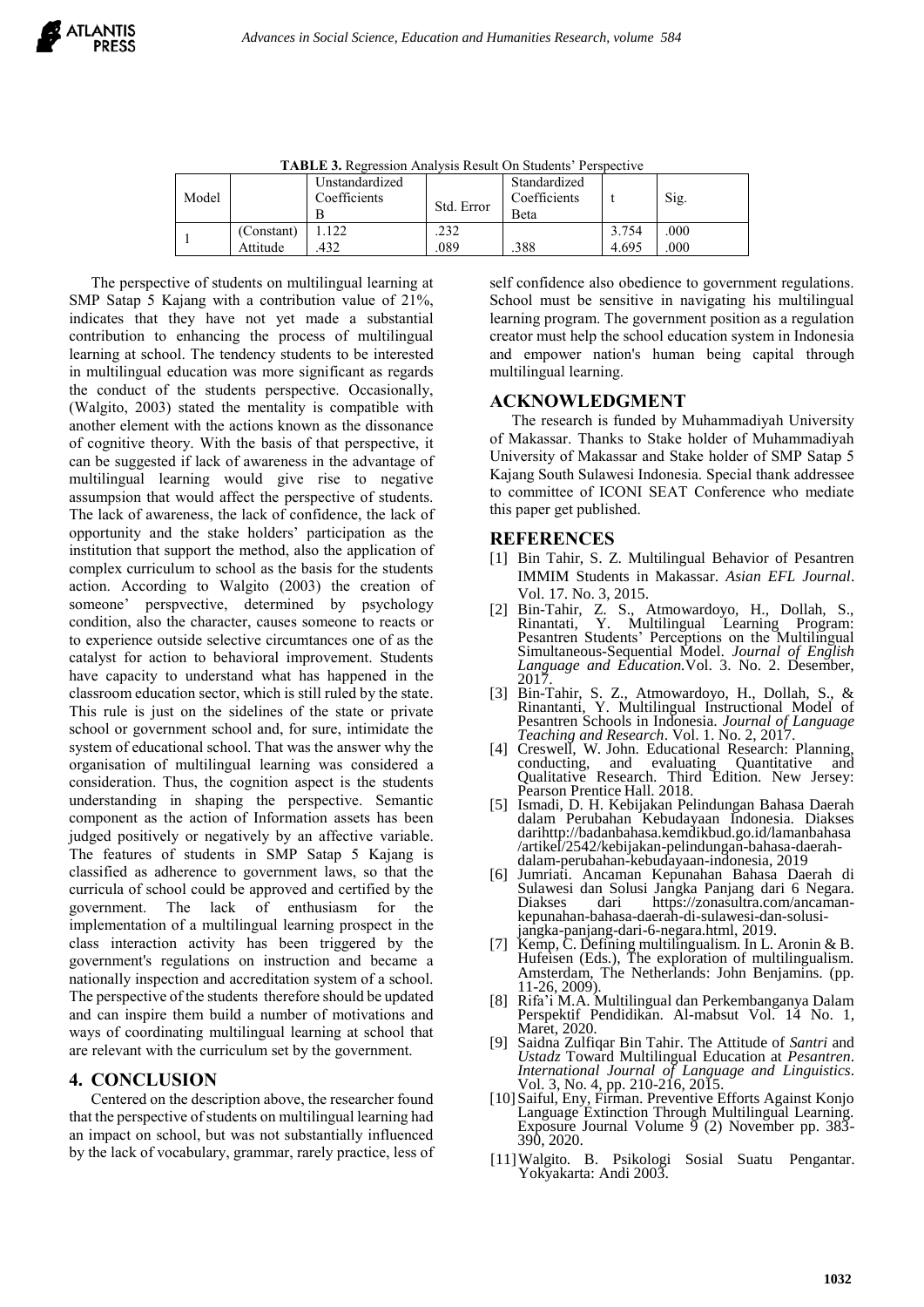**TABLE 3.** Regression Analysis Result On Students' Perspective

| Model | | Unstandardized Coefficients B | Std. Error | Standardized Coefficients Beta | t | Sig. |
|---|---|---|---|---|---|---|
| 1 | (Constant) | 1.122 | .232 | | 3.754 | .000 |
| | Attitude | .432 | .089 | .388 | 4.695 | .000 |

The perspective of students on multilingual learning at SMP Satap 5 Kajang with a contribution value of 21%, indicates that they have not yet made a substantial contribution to enhancing the process of multilingual learning at school. The tendency students to be interested in multilingual education was more significant as regards the conduct of the students perspective. Occasionally, (Walgito, 2003) stated the mentality is compatible with another element with the actions known as the dissonance of cognitive theory. With the basis of that perspective, it can be suggested if lack of awareness in the advantage of multilingual learning would give rise to negative assumpsion that would affect the perspective of students. The lack of awareness, the lack of confidence, the lack of opportunity and the stake holders' participation as the institution that support the method, also the application of complex curriculum to school as the basis for the students action. According to Walgito (2003) the creation of someone' perspvective, determined by psychology condition, also the character, causes someone to reacts or to experience outside selective circumtances one of as the catalyst for action to behavioral improvement. Students have capacity to understand what has happened in the classroom education sector, which is still ruled by the state. This rule is just on the sidelines of the state or private school or government school and, for sure, intimidate the system of educational school. That was the answer why the organisation of multilingual learning was considered a consideration. Thus, the cognition aspect is the students understanding in shaping the perspective. Semantic component as the action of Information assets has been judged positively or negatively by an affective variable. The features of students in SMP Satap 5 Kajang is classified as adherence to government laws, so that the curricula of school could be approved and certified by the government. The lack of enthusiasm for the implementation of a multilingual learning prospect in the class interaction activity has been triggered by the government's regulations on instruction and became a nationally inspection and accreditation system of a school. The perspective of the students therefore should be updated and can inspire them build a number of motivations and ways of coordinating multilingual learning at school that are relevant with the curriculum set by the government.

## 4. CONCLUSION

Centered on the description above, the researcher found that the perspective of students on multilingual learning had an impact on school, but was not substantially influenced by the lack of vocabulary, grammar, rarely practice, less of self confidence also obedience to government regulations. School must be sensitive in navigating his multilingual learning program. The government position as a regulation creator must help the school education system in Indonesia and empower nation's human being capital through multilingual learning.

## ACKNOWLEDGMENT

The research is funded by Muhammadiyah University of Makassar. Thanks to Stake holder of Muhammadiyah University of Makassar and Stake holder of SMP Satap 5 Kajang South Sulawesi Indonesia. Special thank addressee to committee of ICONI SEAT Conference who mediate this paper get published.

## REFERENCES

[1] Bin Tahir, S. Z. Multilingual Behavior of Pesantren IMMIM Students in Makassar. *Asian EFL Journal*. Vol. 17. No. 3, 2015.

[2] Bin-Tahir, Z. S., Atmowardoyo, H., Dollah, S., Rinantati, Y. Multilingual Learning Program: Pesantren Students' Perceptions on the Multilingual Simultaneous-Sequential Model. *Journal of English Language and Education.*Vol. 3. No. 2. Desember, 2017.

[3] Bin-Tahir, S. Z., Atmowardoyo, H., Dollah, S., & Rinantanti, Y. Multilingual Instructional Model of Pesantren Schools in Indonesia. *Journal of Language Teaching and Research*. Vol. 1. No. 2, 2017.

[4] Creswell, W. John. Educational Research: Planning, conducting, and evaluating Quantitative and Qualitative Research. Third Edition. New Jersey: Pearson Prentice Hall. 2018.

[5] Ismadi, D. H. Kebijakan Pelindungan Bahasa Daerah dalam Perubahan Kebudayaan Indonesia. Diakses darihttp://badanbahasa.kemdikbud.go.id/lamanbahasa/artikel/2542/kebijakan-pelindungan-bahasa-daerah-dalam-perubahan-kebudayaan-indonesia, 2019

[6] Jumriati. Ancaman Kepunahan Bahasa Daerah di Sulawesi dan Solusi Jangka Panjang dari 6 Negara. Diakses dari https://zonasultra.com/ancaman-kepunahan-bahasa-daerah-di-sulawesi-dan-solusi-jangka-panjang-dari-6-negara.html, 2019.

[7] Kemp, C. Defining multilingualism. In L. Aronin & B. Hufeisen (Eds.), The exploration of multilingualism. Amsterdam, The Netherlands: John Benjamins. (pp. 11-26, 2009).

[8] Rifa'i M.A. Multilingual dan Perkembanganya Dalam Perspektif Pendidikan. Al-mabsut Vol. 14 No. 1, Maret, 2020.

[9] Saidna Zulfiqar Bin Tahir. The Attitude of *Santri* and *Ustadz* Toward Multilingual Education at *Pesantren*. *International Journal of Language and Linguistics*. Vol. 3, No. 4, pp. 210-216, 2015.

[10] Saiful, Eny, Firman. Preventive Efforts Against Konjo Language Extinction Through Multilingual Learning. Exposure Journal Volume 9 (2) November pp. 383-390, 2020.

[11] Walgito. B. Psikologi Sosial Suatu Pengantar. Yokyakarta: Andi 2003.